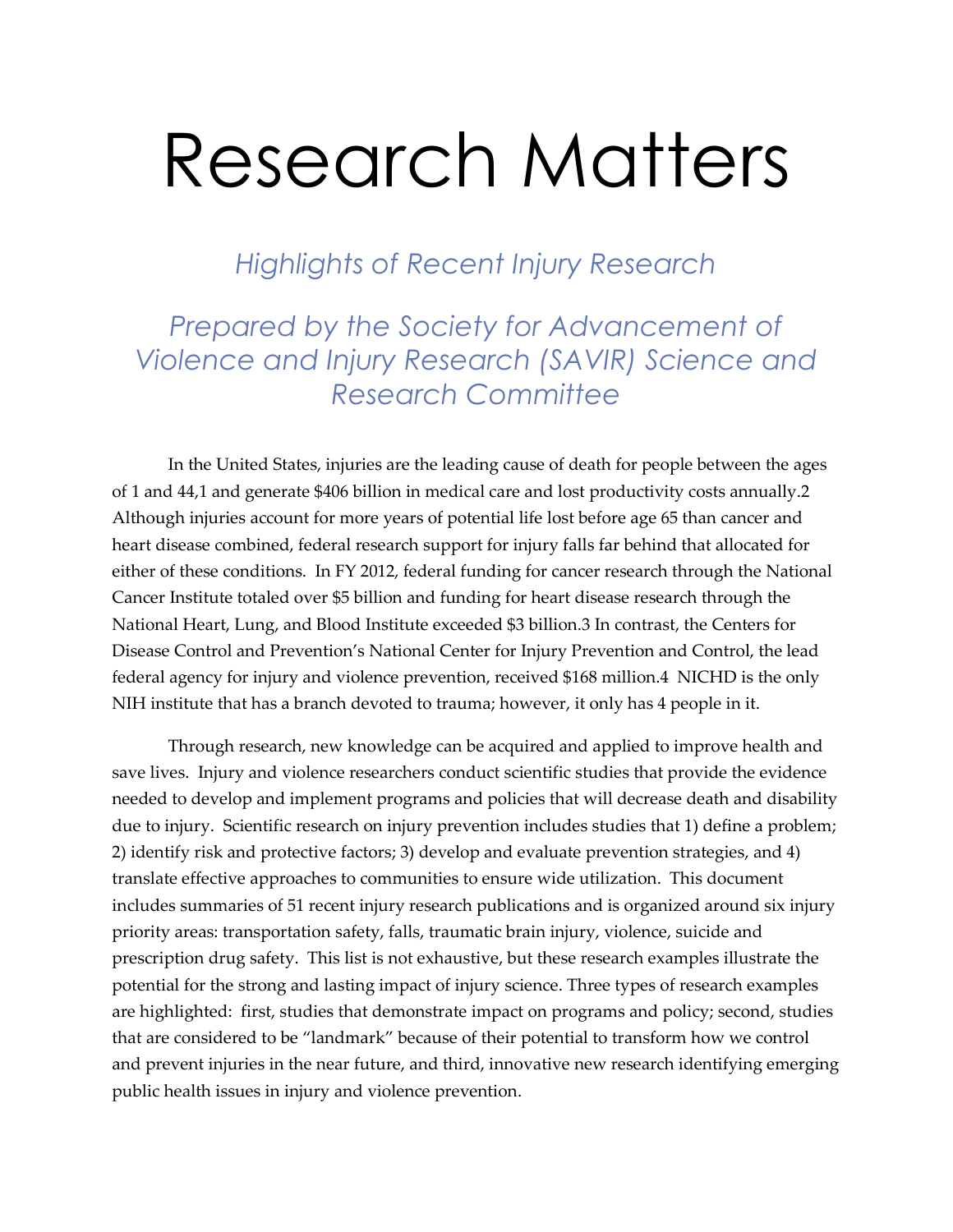# Research Matters

## *Highlights of Recent Injury Research*

## *Prepared by the Society for Advancement of Violence and Injury Research (SAVIR) Science and Research Committee*

In the United States, injuries are the leading cause of death for people between the ages of 1 and 44,[1] and generate $406 billion in medical care and lost productivity costs annually.[2] Although injuries account for more years of potential life lost before age 65 than cancer and heart disease combined, federal research support for injury falls far behind that allocated for either of these conditions. In FY 2012, federal funding for cancer research through the National Cancer Institute totaled over $5 billion and funding for heart disease research through the National Heart, Lung, and Blood Institute exceeded $3 billion.[3] In contrast, the Centers for Disease Control and Prevention's National Center for Injury Prevention and Control, the lead federal agency for injury and violence prevention, received $168 million.[4] NICHD is the only NIH institute that has a branch devoted to trauma; however, it only has 4 people in it.

Through research, new knowledge can be acquired and applied to improve health and save lives. Injury and violence researchers conduct scientific studies that provide the evidence needed to develop and implement programs and policies that will decrease death and disability due to injury. Scientific research on injury prevention includes studies that 1) define a problem; 2) identify risk and protective factors; 3) develop and evaluate prevention strategies, and 4) translate effective approaches to communities to ensure wide utilization. This document includes summaries of 51 recent injury research publications and is organized around six injury priority areas: transportation safety, falls, traumatic brain injury, violence, suicide and prescription drug safety. This list is not exhaustive, but these research examples illustrate the potential for the strong and lasting impact of injury science. Three types of research examples are highlighted: first, studies that demonstrate impact on programs and policy; second, studies that are considered to be "landmark" because of their potential to transform how we control and prevent injuries in the near future, and third, innovative new research identifying emerging public health issues in injury and violence prevention.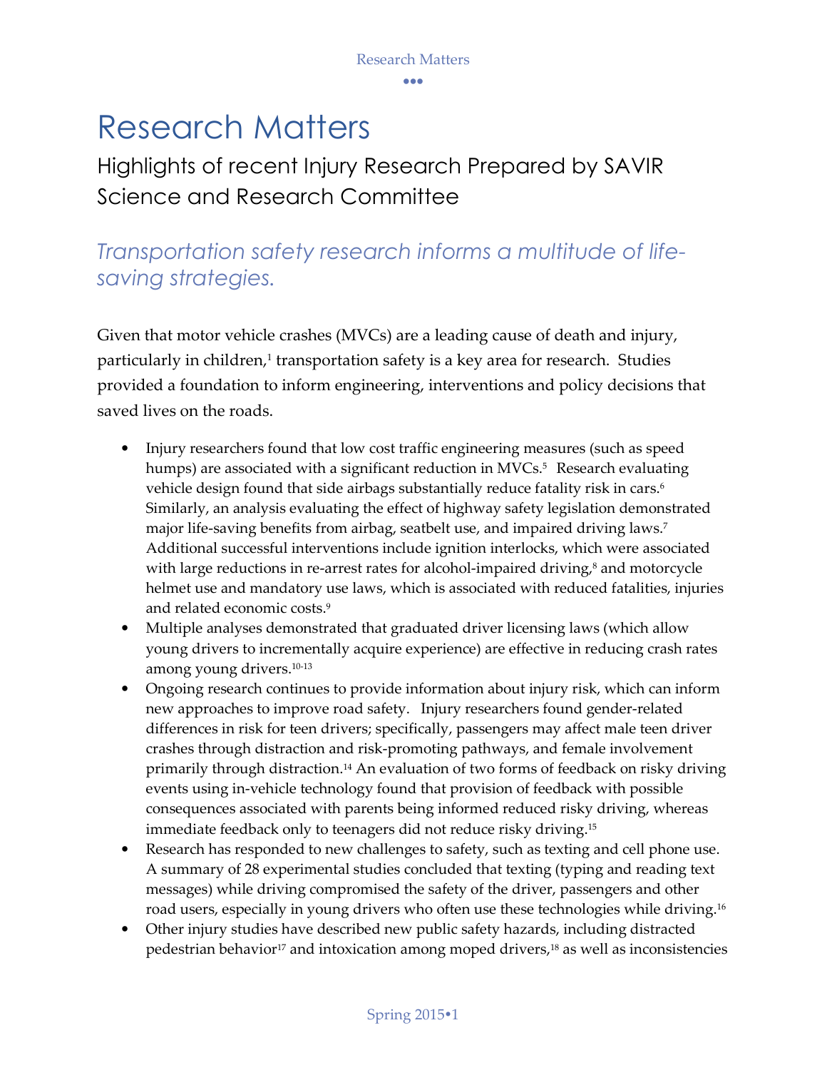# Research Matters

## Highlights of recent Injury Research Prepared by SAVIR Science and Research Committee

### *Transportation safety research informs a multitude of life-saving strategies.*

Given that motor vehicle crashes (MVCs) are a leading cause of death and injury, particularly in children,[1] transportation safety is a key area for research. Studies provided a foundation to inform engineering, interventions and policy decisions that saved lives on the roads.

- Injury researchers found that low cost traffic engineering measures (such as speed humps) are associated with a significant reduction in MVCs.[5] Research evaluating vehicle design found that side airbags substantially reduce fatality risk in cars.[6] Similarly, an analysis evaluating the effect of highway safety legislation demonstrated major life-saving benefits from airbag, seatbelt use, and impaired driving laws.[7] Additional successful interventions include ignition interlocks, which were associated with large reductions in re-arrest rates for alcohol-impaired driving,[8] and motorcycle helmet use and mandatory use laws, which is associated with reduced fatalities, injuries and related economic costs.[9]
- Multiple analyses demonstrated that graduated driver licensing laws (which allow young drivers to incrementally acquire experience) are effective in reducing crash rates among young drivers.[10-13]
- Ongoing research continues to provide information about injury risk, which can inform new approaches to improve road safety. Injury researchers found gender-related differences in risk for teen drivers; specifically, passengers may affect male teen driver crashes through distraction and risk-promoting pathways, and female involvement primarily through distraction.[14] An evaluation of two forms of feedback on risky driving events using in-vehicle technology found that provision of feedback with possible consequences associated with parents being informed reduced risky driving, whereas immediate feedback only to teenagers did not reduce risky driving.[15]
- Research has responded to new challenges to safety, such as texting and cell phone use. A summary of 28 experimental studies concluded that texting (typing and reading text messages) while driving compromised the safety of the driver, passengers and other road users, especially in young drivers who often use these technologies while driving.[16]
- Other injury studies have described new public safety hazards, including distracted pedestrian behavior[17] and intoxication among moped drivers,[18] as well as inconsistencies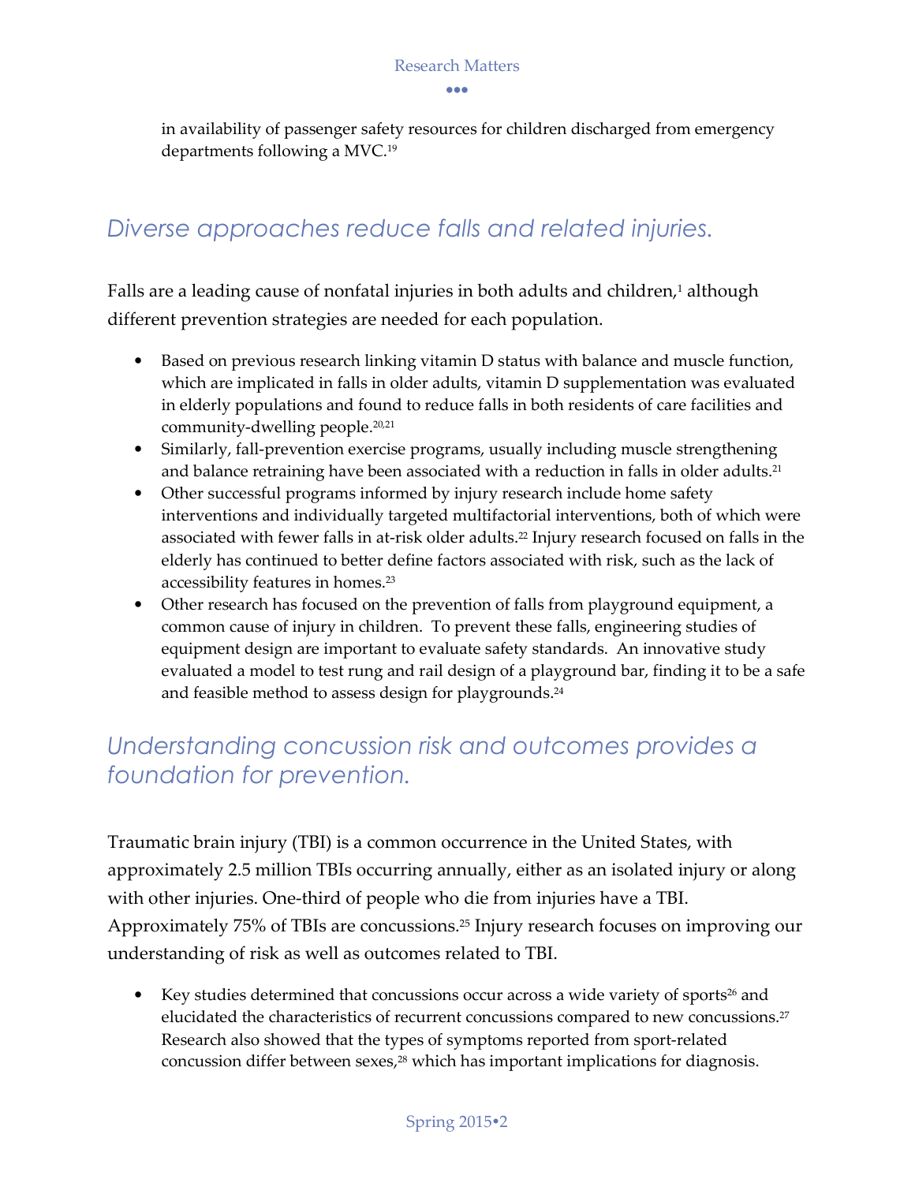in availability of passenger safety resources for children discharged from emergency departments following a MVC.[19]

## *Diverse approaches reduce falls and related injuries.*

Falls are a leading cause of nonfatal injuries in both adults and children,[1] although different prevention strategies are needed for each population.

- Based on previous research linking vitamin D status with balance and muscle function, which are implicated in falls in older adults, vitamin D supplementation was evaluated in elderly populations and found to reduce falls in both residents of care facilities and community-dwelling people.[20,21]
- Similarly, fall-prevention exercise programs, usually including muscle strengthening and balance retraining have been associated with a reduction in falls in older adults.[21]
- Other successful programs informed by injury research include home safety interventions and individually targeted multifactorial interventions, both of which were associated with fewer falls in at-risk older adults.[22] Injury research focused on falls in the elderly has continued to better define factors associated with risk, such as the lack of accessibility features in homes.[23]
- Other research has focused on the prevention of falls from playground equipment, a common cause of injury in children. To prevent these falls, engineering studies of equipment design are important to evaluate safety standards. An innovative study evaluated a model to test rung and rail design of a playground bar, finding it to be a safe and feasible method to assess design for playgrounds.[24]

## *Understanding concussion risk and outcomes provides a foundation for prevention.*

Traumatic brain injury (TBI) is a common occurrence in the United States, with approximately 2.5 million TBIs occurring annually, either as an isolated injury or along with other injuries. One-third of people who die from injuries have a TBI. Approximately 75% of TBIs are concussions.[25] Injury research focuses on improving our understanding of risk as well as outcomes related to TBI.

- Key studies determined that concussions occur across a wide variety of sports[26] and elucidated the characteristics of recurrent concussions compared to new concussions.[27] Research also showed that the types of symptoms reported from sport-related concussion differ between sexes,[28] which has important implications for diagnosis.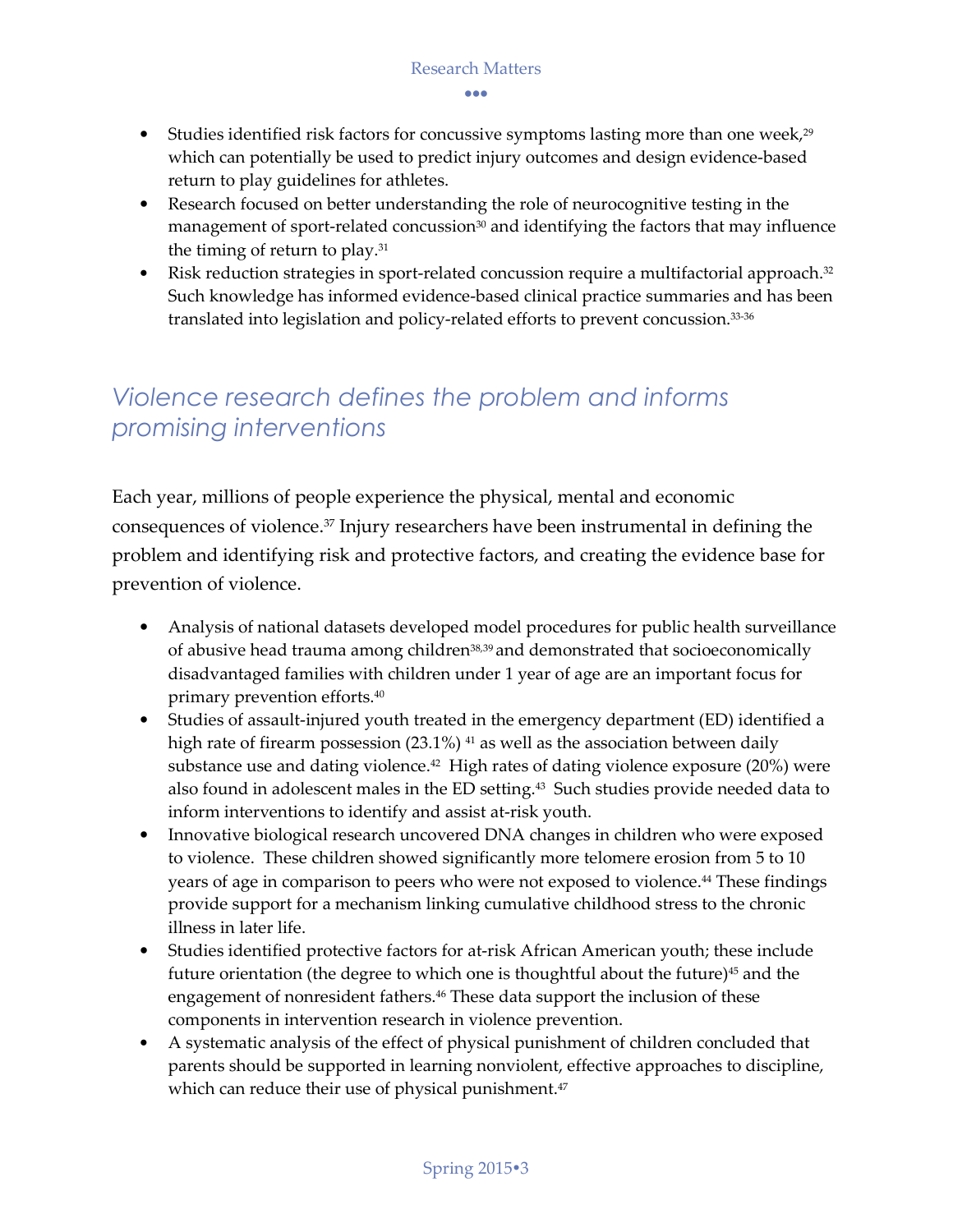- Studies identified risk factors for concussive symptoms lasting more than one week,[29] which can potentially be used to predict injury outcomes and design evidence-based return to play guidelines for athletes.
- Research focused on better understanding the role of neurocognitive testing in the management of sport-related concussion[30] and identifying the factors that may influence the timing of return to play.[31]
- Risk reduction strategies in sport-related concussion require a multifactorial approach.[32] Such knowledge has informed evidence-based clinical practice summaries and has been translated into legislation and policy-related efforts to prevent concussion.[33-36]

## *Violence research defines the problem and informs promising interventions*

Each year, millions of people experience the physical, mental and economic consequences of violence.[37] Injury researchers have been instrumental in defining the problem and identifying risk and protective factors, and creating the evidence base for prevention of violence.

- Analysis of national datasets developed model procedures for public health surveillance of abusive head trauma among children[38,39] and demonstrated that socioeconomically disadvantaged families with children under 1 year of age are an important focus for primary prevention efforts.[40]
- Studies of assault-injured youth treated in the emergency department (ED) identified a high rate of firearm possession (23.1%) [41] as well as the association between daily substance use and dating violence.[42] High rates of dating violence exposure (20%) were also found in adolescent males in the ED setting.[43] Such studies provide needed data to inform interventions to identify and assist at-risk youth.
- Innovative biological research uncovered DNA changes in children who were exposed to violence. These children showed significantly more telomere erosion from 5 to 10 years of age in comparison to peers who were not exposed to violence.[44] These findings provide support for a mechanism linking cumulative childhood stress to the chronic illness in later life.
- Studies identified protective factors for at-risk African American youth; these include future orientation (the degree to which one is thoughtful about the future)[45] and the engagement of nonresident fathers.[46] These data support the inclusion of these components in intervention research in violence prevention.
- A systematic analysis of the effect of physical punishment of children concluded that parents should be supported in learning nonviolent, effective approaches to discipline, which can reduce their use of physical punishment.[47]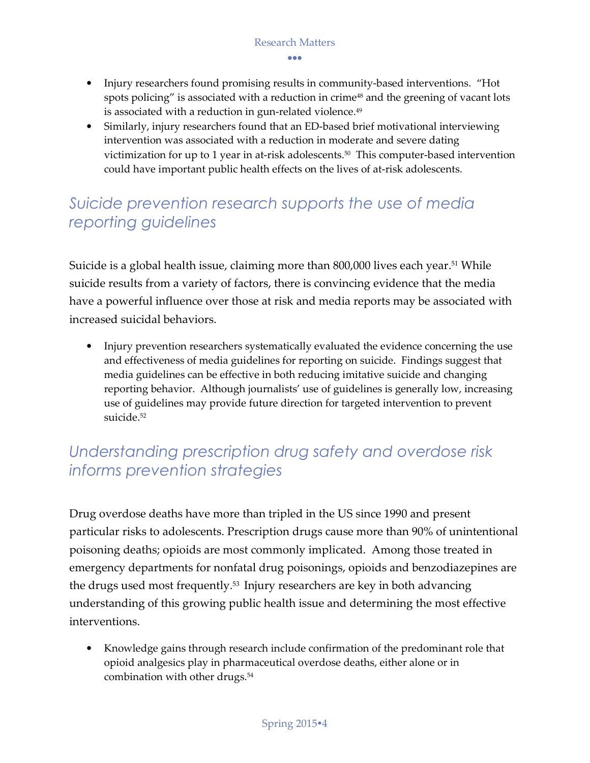- Injury researchers found promising results in community-based interventions. "Hot spots policing" is associated with a reduction in crime[48] and the greening of vacant lots is associated with a reduction in gun-related violence.[49]
- Similarly, injury researchers found that an ED-based brief motivational interviewing intervention was associated with a reduction in moderate and severe dating victimization for up to 1 year in at-risk adolescents.[50] This computer-based intervention could have important public health effects on the lives of at-risk adolescents.

## *Suicide prevention research supports the use of media reporting guidelines*

Suicide is a global health issue, claiming more than 800,000 lives each year.[51] While suicide results from a variety of factors, there is convincing evidence that the media have a powerful influence over those at risk and media reports may be associated with increased suicidal behaviors.

- Injury prevention researchers systematically evaluated the evidence concerning the use and effectiveness of media guidelines for reporting on suicide. Findings suggest that media guidelines can be effective in both reducing imitative suicide and changing reporting behavior. Although journalists' use of guidelines is generally low, increasing use of guidelines may provide future direction for targeted intervention to prevent suicide.[52]

## *Understanding prescription drug safety and overdose risk informs prevention strategies*

Drug overdose deaths have more than tripled in the US since 1990 and present particular risks to adolescents. Prescription drugs cause more than 90% of unintentional poisoning deaths; opioids are most commonly implicated. Among those treated in emergency departments for nonfatal drug poisonings, opioids and benzodiazepines are the drugs used most frequently.[53] Injury researchers are key in both advancing understanding of this growing public health issue and determining the most effective interventions.

- Knowledge gains through research include confirmation of the predominant role that opioid analgesics play in pharmaceutical overdose deaths, either alone or in combination with other drugs.[54]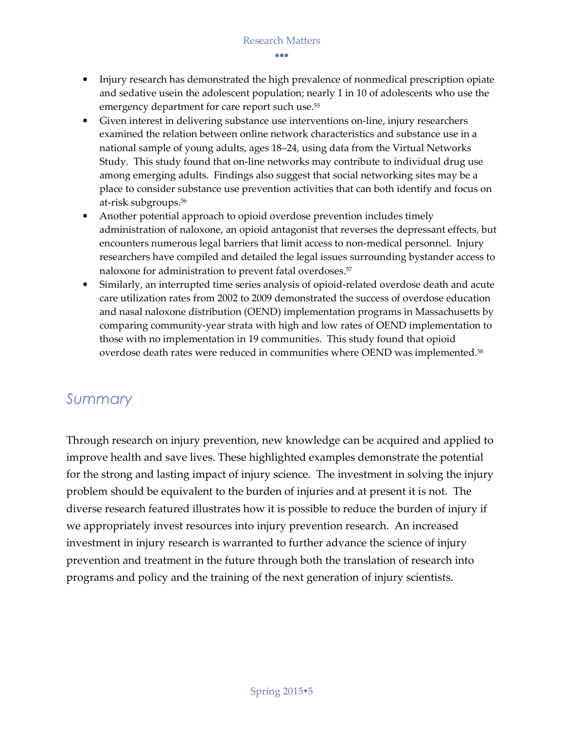- Injury research has demonstrated the high prevalence of nonmedical prescription opiate and sedative usein the adolescent population; nearly 1 in 10 of adolescents who use the emergency department for care report such use.[55]
- Given interest in delivering substance use interventions on-line, injury researchers examined the relation between online network characteristics and substance use in a national sample of young adults, ages 18–24, using data from the Virtual Networks Study. This study found that on-line networks may contribute to individual drug use among emerging adults. Findings also suggest that social networking sites may be a place to consider substance use prevention activities that can both identify and focus on at-risk subgroups.[56]
- Another potential approach to opioid overdose prevention includes timely administration of naloxone, an opioid antagonist that reverses the depressant effects, but encounters numerous legal barriers that limit access to non-medical personnel. Injury researchers have compiled and detailed the legal issues surrounding bystander access to naloxone for administration to prevent fatal overdoses.[57]
- Similarly, an interrupted time series analysis of opioid-related overdose death and acute care utilization rates from 2002 to 2009 demonstrated the success of overdose education and nasal naloxone distribution (OEND) implementation programs in Massachusetts by comparing community-year strata with high and low rates of OEND implementation to those with no implementation in 19 communities. This study found that opioid overdose death rates were reduced in communities where OEND was implemented.[58]

## Summary

Through research on injury prevention, new knowledge can be acquired and applied to improve health and save lives. These highlighted examples demonstrate the potential for the strong and lasting impact of injury science. The investment in solving the injury problem should be equivalent to the burden of injuries and at present it is not. The diverse research featured illustrates how it is possible to reduce the burden of injury if we appropriately invest resources into injury prevention research. An increased investment in injury research is warranted to further advance the science of injury prevention and treatment in the future through both the translation of research into programs and policy and the training of the next generation of injury scientists.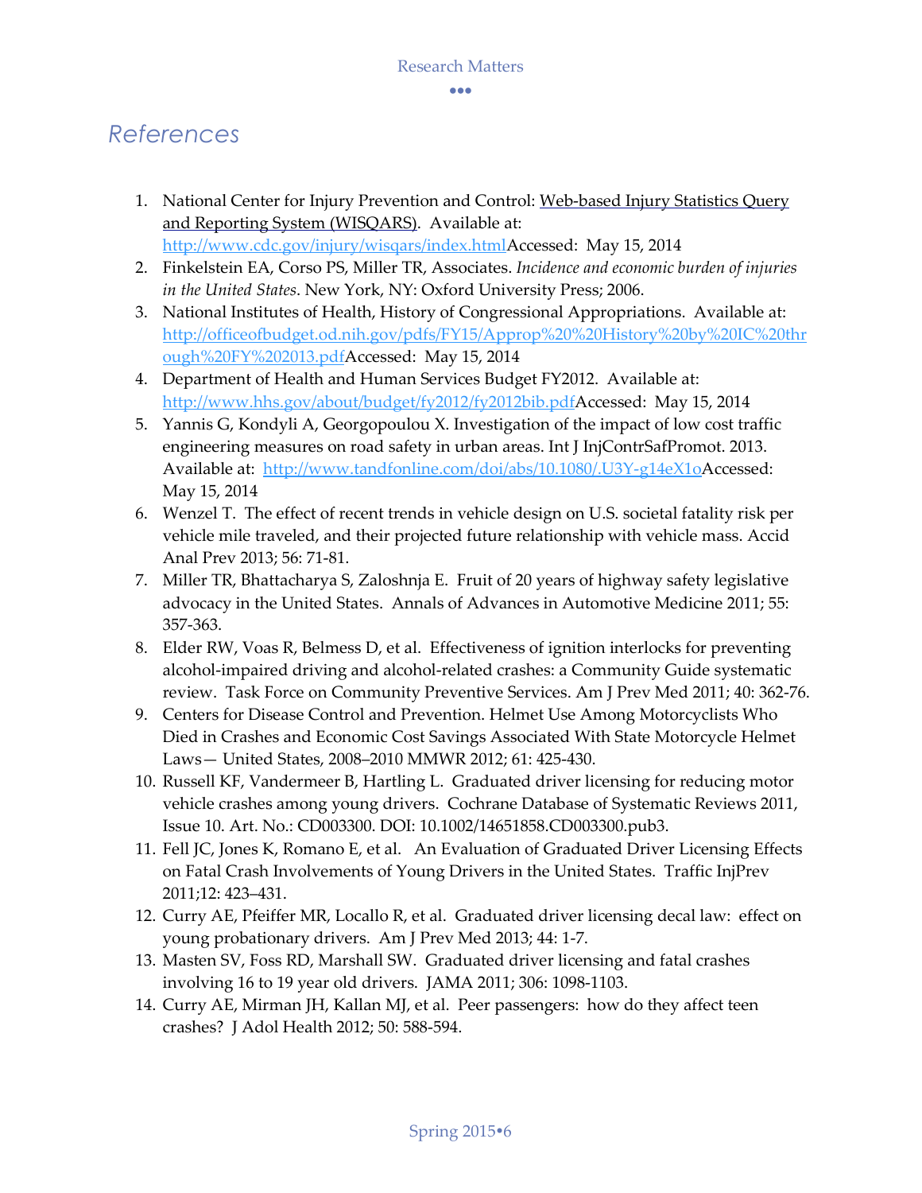# References

1. National Center for Injury Prevention and Control: Web-based Injury Statistics Query and Reporting System (WISQARS). Available at: http://www.cdc.gov/injury/wisqars/index.htmlAccessed: May 15, 2014
2. Finkelstein EA, Corso PS, Miller TR, Associates. *Incidence and economic burden of injuries in the United States*. New York, NY: Oxford University Press; 2006.
3. National Institutes of Health, History of Congressional Appropriations. Available at: http://officeofbudget.od.nih.gov/pdfs/FY15/Approp%20%20History%20by%20IC%20through%20FY%202013.pdfAccessed: May 15, 2014
4. Department of Health and Human Services Budget FY2012. Available at: http://www.hhs.gov/about/budget/fy2012/fy2012bib.pdfAccessed: May 15, 2014
5. Yannis G, Kondyli A, Georgopoulou X. Investigation of the impact of low cost traffic engineering measures on road safety in urban areas. Int J InjContrSafPromot. 2013. Available at: http://www.tandfonline.com/doi/abs/10.1080/.U3Y-g14eX1oAccessed: May 15, 2014
6. Wenzel T. The effect of recent trends in vehicle design on U.S. societal fatality risk per vehicle mile traveled, and their projected future relationship with vehicle mass. Accid Anal Prev 2013; 56: 71-81.
7. Miller TR, Bhattacharya S, Zaloshnja E. Fruit of 20 years of highway safety legislative advocacy in the United States. Annals of Advances in Automotive Medicine 2011; 55: 357-363.
8. Elder RW, Voas R, Belmess D, et al. Effectiveness of ignition interlocks for preventing alcohol-impaired driving and alcohol-related crashes: a Community Guide systematic review. Task Force on Community Preventive Services. Am J Prev Med 2011; 40: 362-76.
9. Centers for Disease Control and Prevention. Helmet Use Among Motorcyclists Who Died in Crashes and Economic Cost Savings Associated With State Motorcycle Helmet Laws— United States, 2008–2010 MMWR 2012; 61: 425-430.
10. Russell KF, Vandermeer B, Hartling L. Graduated driver licensing for reducing motor vehicle crashes among young drivers. Cochrane Database of Systematic Reviews 2011, Issue 10. Art. No.: CD003300. DOI: 10.1002/14651858.CD003300.pub3.
11. Fell JC, Jones K, Romano E, et al. An Evaluation of Graduated Driver Licensing Effects on Fatal Crash Involvements of Young Drivers in the United States. Traffic InjPrev 2011;12: 423–431.
12. Curry AE, Pfeiffer MR, Locallo R, et al. Graduated driver licensing decal law: effect on young probationary drivers. Am J Prev Med 2013; 44: 1-7.
13. Masten SV, Foss RD, Marshall SW. Graduated driver licensing and fatal crashes involving 16 to 19 year old drivers. JAMA 2011; 306: 1098-1103.
14. Curry AE, Mirman JH, Kallan MJ, et al. Peer passengers: how do they affect teen crashes? J Adol Health 2012; 50: 588-594.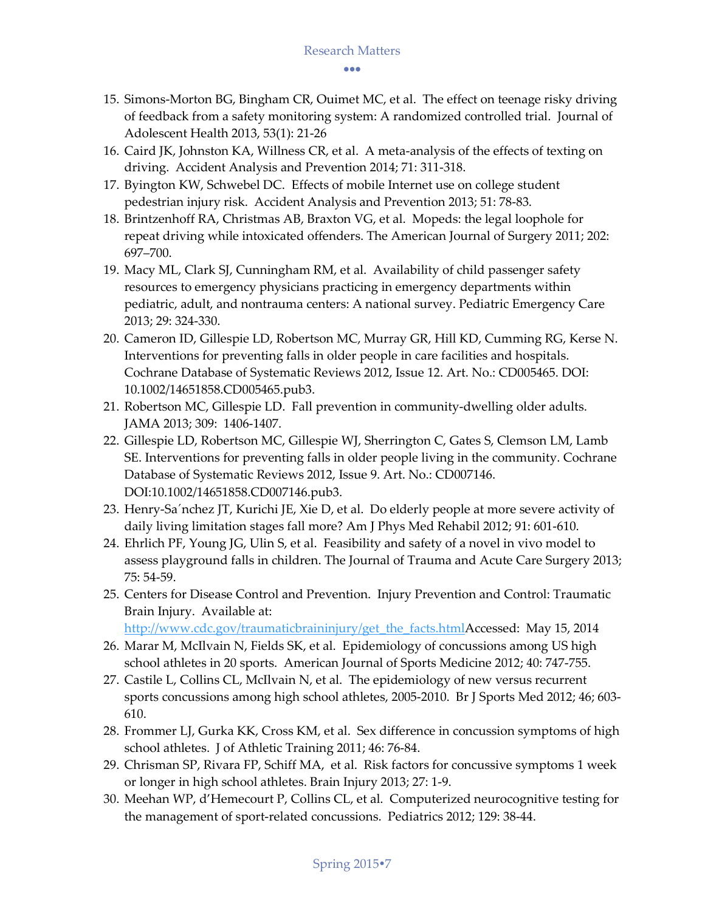15. Simons-Morton BG, Bingham CR, Ouimet MC, et al. The effect on teenage risky driving of feedback from a safety monitoring system: A randomized controlled trial. Journal of Adolescent Health 2013, 53(1): 21-26
16. Caird JK, Johnston KA, Willness CR, et al. A meta-analysis of the effects of texting on driving. Accident Analysis and Prevention 2014; 71: 311-318.
17. Byington KW, Schwebel DC. Effects of mobile Internet use on college student pedestrian injury risk. Accident Analysis and Prevention 2013; 51: 78-83.
18. Brintzenhoff RA, Christmas AB, Braxton VG, et al. Mopeds: the legal loophole for repeat driving while intoxicated offenders. The American Journal of Surgery 2011; 202: 697–700.
19. Macy ML, Clark SJ, Cunningham RM, et al. Availability of child passenger safety resources to emergency physicians practicing in emergency departments within pediatric, adult, and nontrauma centers: A national survey. Pediatric Emergency Care 2013; 29: 324-330.
20. Cameron ID, Gillespie LD, Robertson MC, Murray GR, Hill KD, Cumming RG, Kerse N. Interventions for preventing falls in older people in care facilities and hospitals. Cochrane Database of Systematic Reviews 2012, Issue 12. Art. No.: CD005465. DOI: 10.1002/14651858.CD005465.pub3.
21. Robertson MC, Gillespie LD. Fall prevention in community-dwelling older adults. JAMA 2013; 309: 1406-1407.
22. Gillespie LD, Robertson MC, Gillespie WJ, Sherrington C, Gates S, Clemson LM, Lamb SE. Interventions for preventing falls in older people living in the community. Cochrane Database of Systematic Reviews 2012, Issue 9. Art. No.: CD007146. DOI:10.1002/14651858.CD007146.pub3.
23. Henry-Sa´nchez JT, Kurichi JE, Xie D, et al. Do elderly people at more severe activity of daily living limitation stages fall more? Am J Phys Med Rehabil 2012; 91: 601-610.
24. Ehrlich PF, Young JG, Ulin S, et al. Feasibility and safety of a novel in vivo model to assess playground falls in children. The Journal of Trauma and Acute Care Surgery 2013; 75: 54-59.
25. Centers for Disease Control and Prevention. Injury Prevention and Control: Traumatic Brain Injury. Available at: http://www.cdc.gov/traumaticbraininjury/get_the_facts.html Accessed: May 15, 2014
26. Marar M, McIlvain N, Fields SK, et al. Epidemiology of concussions among US high school athletes in 20 sports. American Journal of Sports Medicine 2012; 40: 747-755.
27. Castile L, Collins CL, McIlvain N, et al. The epidemiology of new versus recurrent sports concussions among high school athletes, 2005-2010. Br J Sports Med 2012; 46; 603-610.
28. Frommer LJ, Gurka KK, Cross KM, et al. Sex difference in concussion symptoms of high school athletes. J of Athletic Training 2011; 46: 76-84.
29. Chrisman SP, Rivara FP, Schiff MA, et al. Risk factors for concussive symptoms 1 week or longer in high school athletes. Brain Injury 2013; 27: 1-9.
30. Meehan WP, d'Hemecourt P, Collins CL, et al. Computerized neurocognitive testing for the management of sport-related concussions. Pediatrics 2012; 129: 38-44.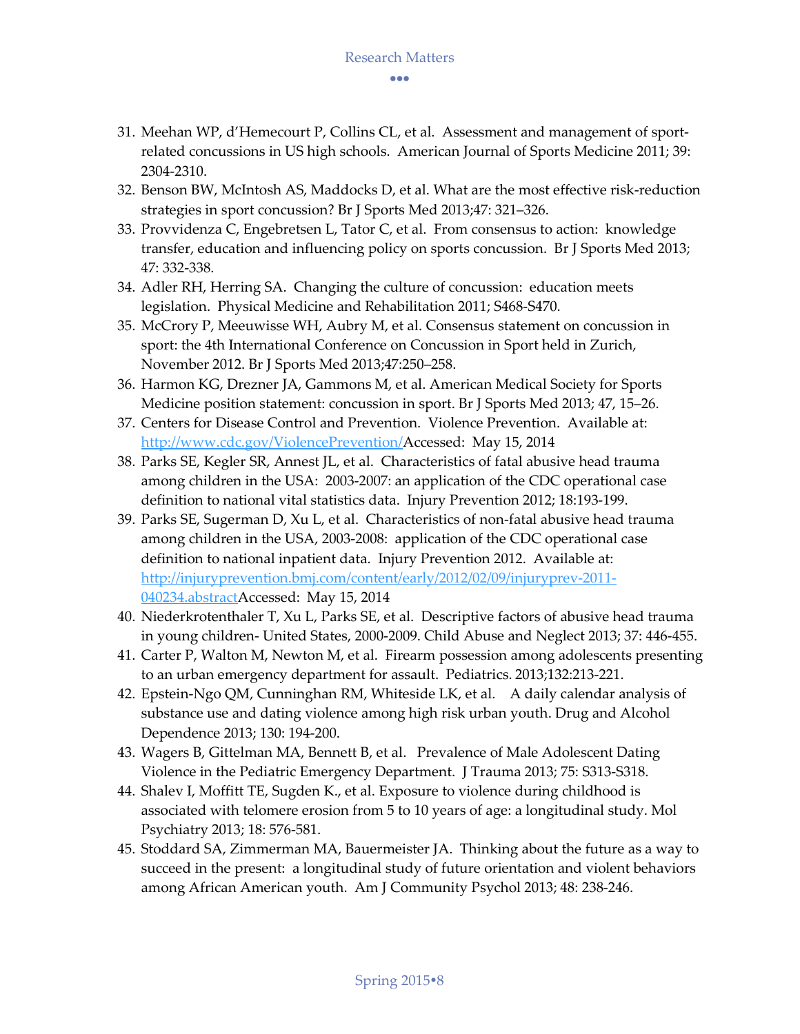31. Meehan WP, d'Hemecourt P, Collins CL, et al. Assessment and management of sport-related concussions in US high schools. American Journal of Sports Medicine 2011; 39: 2304-2310.
32. Benson BW, McIntosh AS, Maddocks D, et al. What are the most effective risk-reduction strategies in sport concussion? Br J Sports Med 2013;47: 321–326.
33. Provvidenza C, Engebretsen L, Tator C, et al. From consensus to action: knowledge transfer, education and influencing policy on sports concussion. Br J Sports Med 2013; 47: 332-338.
34. Adler RH, Herring SA. Changing the culture of concussion: education meets legislation. Physical Medicine and Rehabilitation 2011; S468-S470.
35. McCrory P, Meeuwisse WH, Aubry M, et al. Consensus statement on concussion in sport: the 4th International Conference on Concussion in Sport held in Zurich, November 2012. Br J Sports Med 2013;47:250–258.
36. Harmon KG, Drezner JA, Gammons M, et al. American Medical Society for Sports Medicine position statement: concussion in sport. Br J Sports Med 2013; 47, 15–26.
37. Centers for Disease Control and Prevention. Violence Prevention. Available at: http://www.cdc.gov/ViolencePrevention/Accessed: May 15, 2014
38. Parks SE, Kegler SR, Annest JL, et al. Characteristics of fatal abusive head trauma among children in the USA: 2003-2007: an application of the CDC operational case definition to national vital statistics data. Injury Prevention 2012; 18:193-199.
39. Parks SE, Sugerman D, Xu L, et al. Characteristics of non-fatal abusive head trauma among children in the USA, 2003-2008: application of the CDC operational case definition to national inpatient data. Injury Prevention 2012. Available at: http://injuryprevention.bmj.com/content/early/2012/02/09/injuryprev-2011-040234.abstractAccessed: May 15, 2014
40. Niederkrotenthaler T, Xu L, Parks SE, et al. Descriptive factors of abusive head trauma in young children- United States, 2000-2009. Child Abuse and Neglect 2013; 37: 446-455.
41. Carter P, Walton M, Newton M, et al. Firearm possession among adolescents presenting to an urban emergency department for assault. Pediatrics. 2013;132:213-221.
42. Epstein-Ngo QM, Cunninghan RM, Whiteside LK, et al. A daily calendar analysis of substance use and dating violence among high risk urban youth. Drug and Alcohol Dependence 2013; 130: 194-200.
43. Wagers B, Gittelman MA, Bennett B, et al. Prevalence of Male Adolescent Dating Violence in the Pediatric Emergency Department. J Trauma 2013; 75: S313-S318.
44. Shalev I, Moffitt TE, Sugden K., et al. Exposure to violence during childhood is associated with telomere erosion from 5 to 10 years of age: a longitudinal study. Mol Psychiatry 2013; 18: 576-581.
45. Stoddard SA, Zimmerman MA, Bauermeister JA. Thinking about the future as a way to succeed in the present: a longitudinal study of future orientation and violent behaviors among African American youth. Am J Community Psychol 2013; 48: 238-246.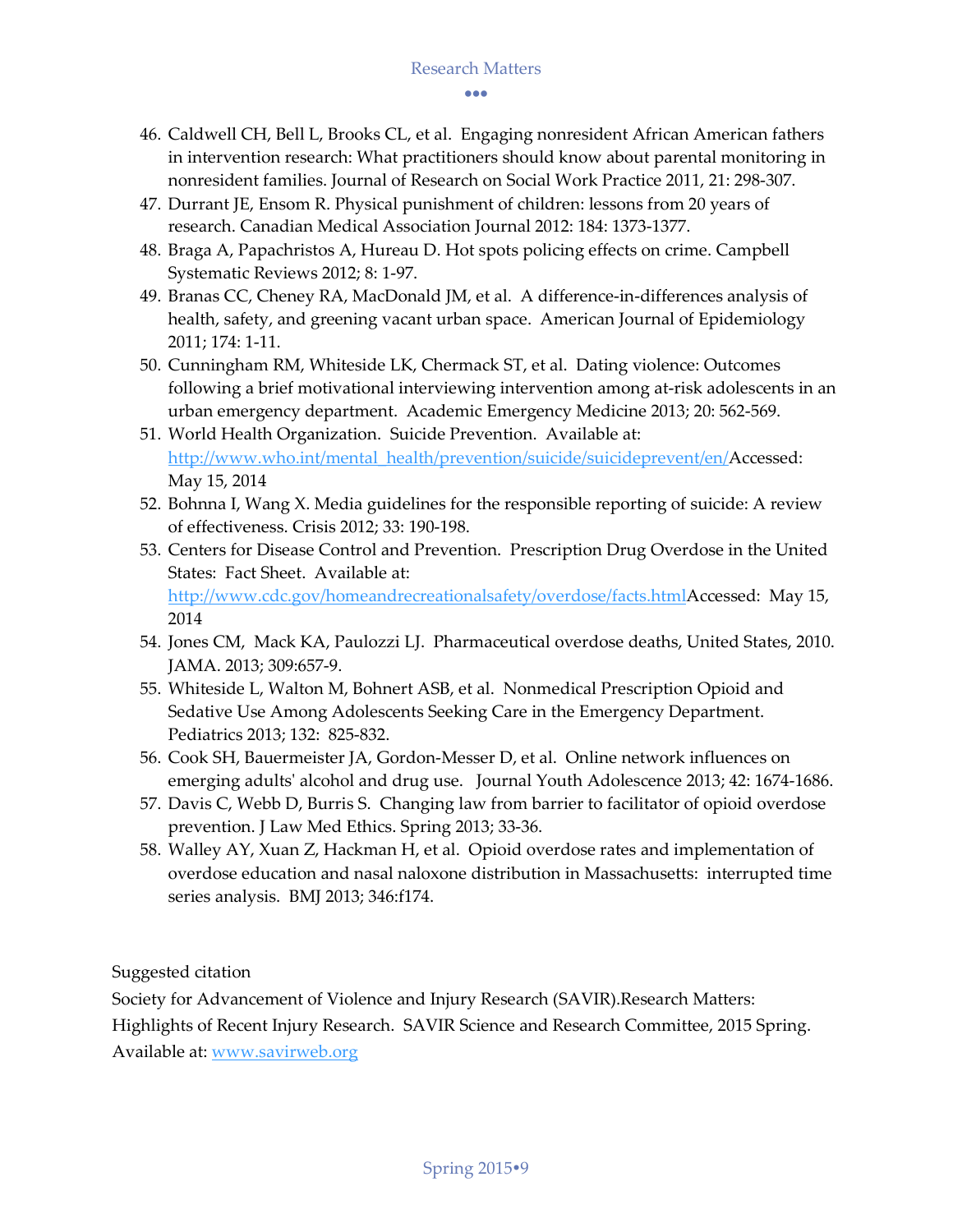46. Caldwell CH, Bell L, Brooks CL, et al. Engaging nonresident African American fathers in intervention research: What practitioners should know about parental monitoring in nonresident families. Journal of Research on Social Work Practice 2011, 21: 298-307.
47. Durrant JE, Ensom R. Physical punishment of children: lessons from 20 years of research. Canadian Medical Association Journal 2012: 184: 1373-1377.
48. Braga A, Papachristos A, Hureau D. Hot spots policing effects on crime. Campbell Systematic Reviews 2012; 8: 1-97.
49. Branas CC, Cheney RA, MacDonald JM, et al. A difference-in-differences analysis of health, safety, and greening vacant urban space. American Journal of Epidemiology 2011; 174: 1-11.
50. Cunningham RM, Whiteside LK, Chermack ST, et al. Dating violence: Outcomes following a brief motivational interviewing intervention among at-risk adolescents in an urban emergency department. Academic Emergency Medicine 2013; 20: 562-569.
51. World Health Organization. Suicide Prevention. Available at: http://www.who.int/mental_health/prevention/suicide/suicideprevent/en/Accessed: May 15, 2014
52. Bohnna I, Wang X. Media guidelines for the responsible reporting of suicide: A review of effectiveness. Crisis 2012; 33: 190-198.
53. Centers for Disease Control and Prevention. Prescription Drug Overdose in the United States: Fact Sheet. Available at: http://www.cdc.gov/homeandrecreationalsafety/overdose/facts.htmlAccessed: May 15, 2014
54. Jones CM, Mack KA, Paulozzi LJ. Pharmaceutical overdose deaths, United States, 2010. JAMA. 2013; 309:657-9.
55. Whiteside L, Walton M, Bohnert ASB, et al. Nonmedical Prescription Opioid and Sedative Use Among Adolescents Seeking Care in the Emergency Department. Pediatrics 2013; 132: 825-832.
56. Cook SH, Bauermeister JA, Gordon-Messer D, et al. Online network influences on emerging adults' alcohol and drug use. Journal Youth Adolescence 2013; 42: 1674-1686.
57. Davis C, Webb D, Burris S. Changing law from barrier to facilitator of opioid overdose prevention. J Law Med Ethics. Spring 2013; 33-36.
58. Walley AY, Xuan Z, Hackman H, et al. Opioid overdose rates and implementation of overdose education and nasal naloxone distribution in Massachusetts: interrupted time series analysis. BMJ 2013; 346:f174.

Suggested citation

Society for Advancement of Violence and Injury Research (SAVIR).Research Matters: Highlights of Recent Injury Research. SAVIR Science and Research Committee, 2015 Spring. Available at: www.savirweb.org